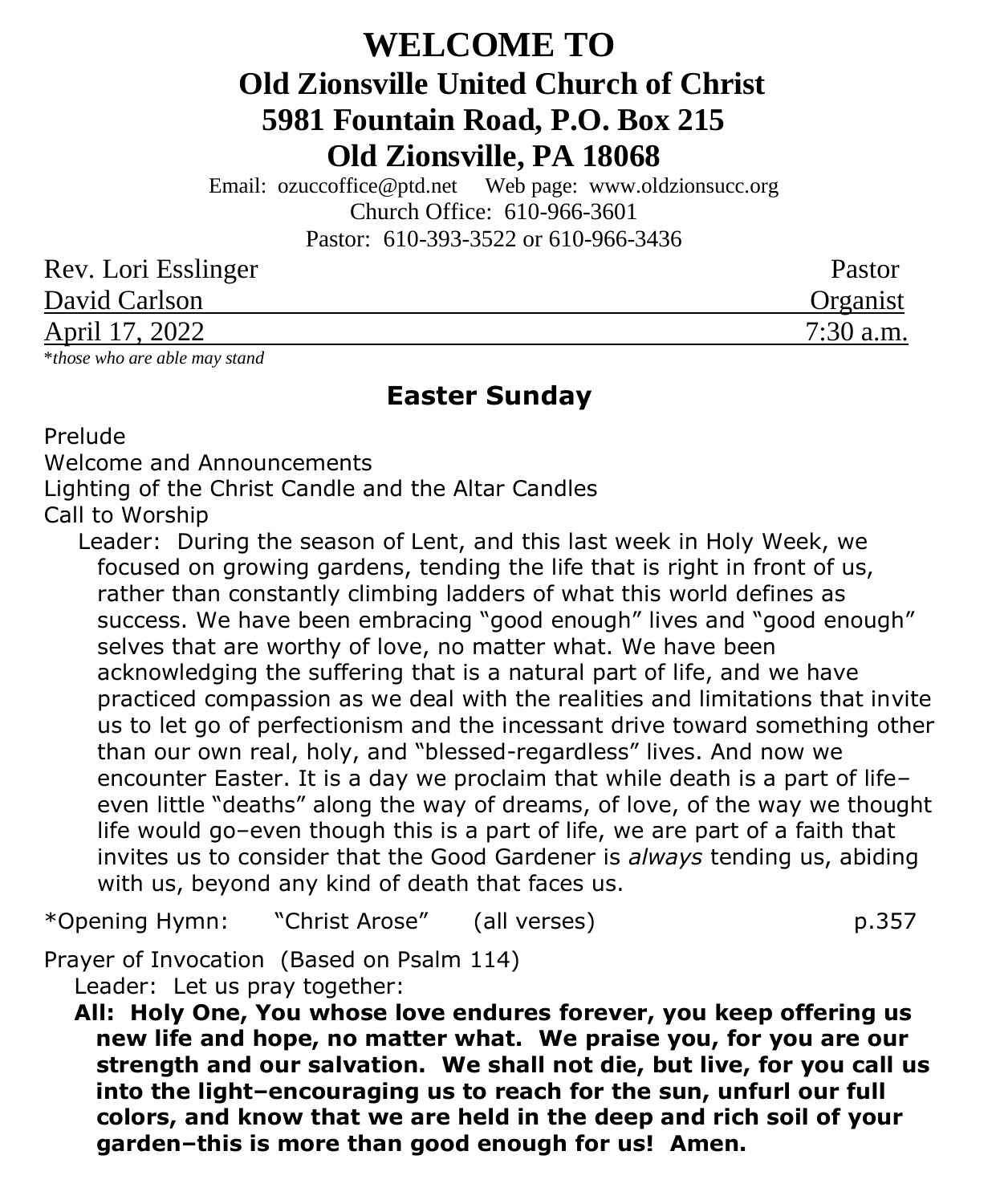# WELCOME TO

## Old Zionsville United Church of Christ

## 5981 Fountain Road, P.O. Box 215

## Old Zionsville, PA 18068

Email: ozuccoffice@ptd.net  Web page: www.oldzionsucc.org

Church Office: 610-966-3601

Pastor: 610-393-3522 or 610-966-3436

| | |
|---|---|
| Rev. Lori Esslinger | Pastor |
| David Carlson | Organist |
| April 17, 2022 | 7:30 a.m. |

**\****those who are able may stand*

## Easter Sunday

Prelude

Welcome and Announcements

Lighting of the Christ Candle and the Altar Candles

Call to Worship

Leader: During the season of Lent, and this last week in Holy Week, we focused on growing gardens, tending the life that is right in front of us, rather than constantly climbing ladders of what this world defines as success. We have been embracing "good enough" lives and "good enough" selves that are worthy of love, no matter what. We have been acknowledging the suffering that is a natural part of life, and we have practiced compassion as we deal with the realities and limitations that invite us to let go of perfectionism and the incessant drive toward something other than our own real, holy, and "blessed-regardless" lives. And now we encounter Easter. It is a day we proclaim that while death is a part of life–even little "deaths" along the way of dreams, of love, of the way we thought life would go–even though this is a part of life, we are part of a faith that invites us to consider that the Good Gardener is *always* tending us, abiding with us, beyond any kind of death that faces us.

\*Opening Hymn: "Christ Arose" (all verses) p.357

Prayer of Invocation (Based on Psalm 114)

Leader: Let us pray together:

**All: Holy One, You whose love endures forever, you keep offering us new life and hope, no matter what. We praise you, for you are our strength and our salvation. We shall not die, but live, for you call us into the light–encouraging us to reach for the sun, unfurl our full colors, and know that we are held in the deep and rich soil of your garden–this is more than good enough for us! Amen.**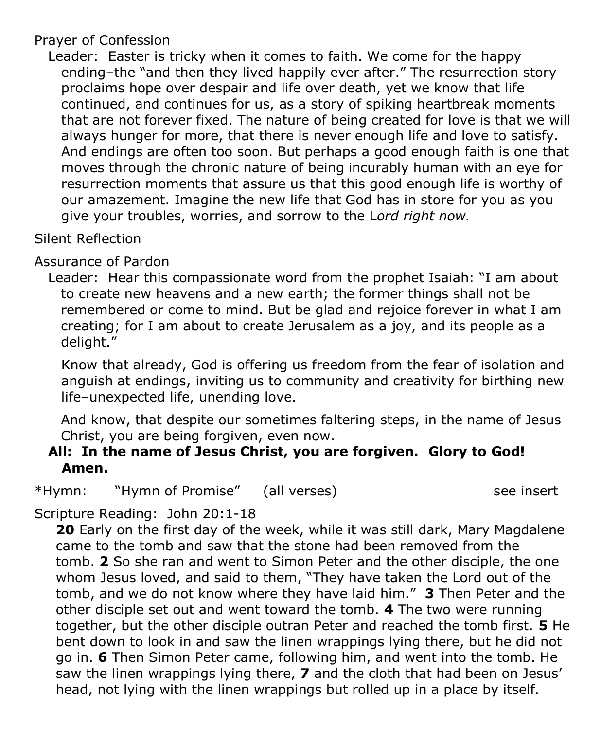Prayer of Confession

Leader: Easter is tricky when it comes to faith. We come for the happy ending–the "and then they lived happily ever after." The resurrection story proclaims hope over despair and life over death, yet we know that life continued, and continues for us, as a story of spiking heartbreak moments that are not forever fixed. The nature of being created for love is that we will always hunger for more, that there is never enough life and love to satisfy. And endings are often too soon. But perhaps a good enough faith is one that moves through the chronic nature of being incurably human with an eye for resurrection moments that assure us that this good enough life is worthy of our amazement. Imagine the new life that God has in store for you as you give your troubles, worries, and sorrow to the L*ord right now.*

Silent Reflection

Assurance of Pardon

Leader: Hear this compassionate word from the prophet Isaiah: "I am about to create new heavens and a new earth; the former things shall not be remembered or come to mind. But be glad and rejoice forever in what I am creating; for I am about to create Jerusalem as a joy, and its people as a delight."

Know that already, God is offering us freedom from the fear of isolation and anguish at endings, inviting us to community and creativity for birthing new life–unexpected life, unending love.

And know, that despite our sometimes faltering steps, in the name of Jesus Christ, you are being forgiven, even now.

**All: In the name of Jesus Christ, you are forgiven. Glory to God! Amen.**

*Hymn: "Hymn of Promise" (all verses) see insert

Scripture Reading: John 20:1-18

**20** Early on the first day of the week, while it was still dark, Mary Magdalene came to the tomb and saw that the stone had been removed from the tomb. **2** So she ran and went to Simon Peter and the other disciple, the one whom Jesus loved, and said to them, "They have taken the Lord out of the tomb, and we do not know where they have laid him." **3** Then Peter and the other disciple set out and went toward the tomb. **4** The two were running together, but the other disciple outran Peter and reached the tomb first. **5** He bent down to look in and saw the linen wrappings lying there, but he did not go in. **6** Then Simon Peter came, following him, and went into the tomb. He saw the linen wrappings lying there, **7** and the cloth that had been on Jesus' head, not lying with the linen wrappings but rolled up in a place by itself.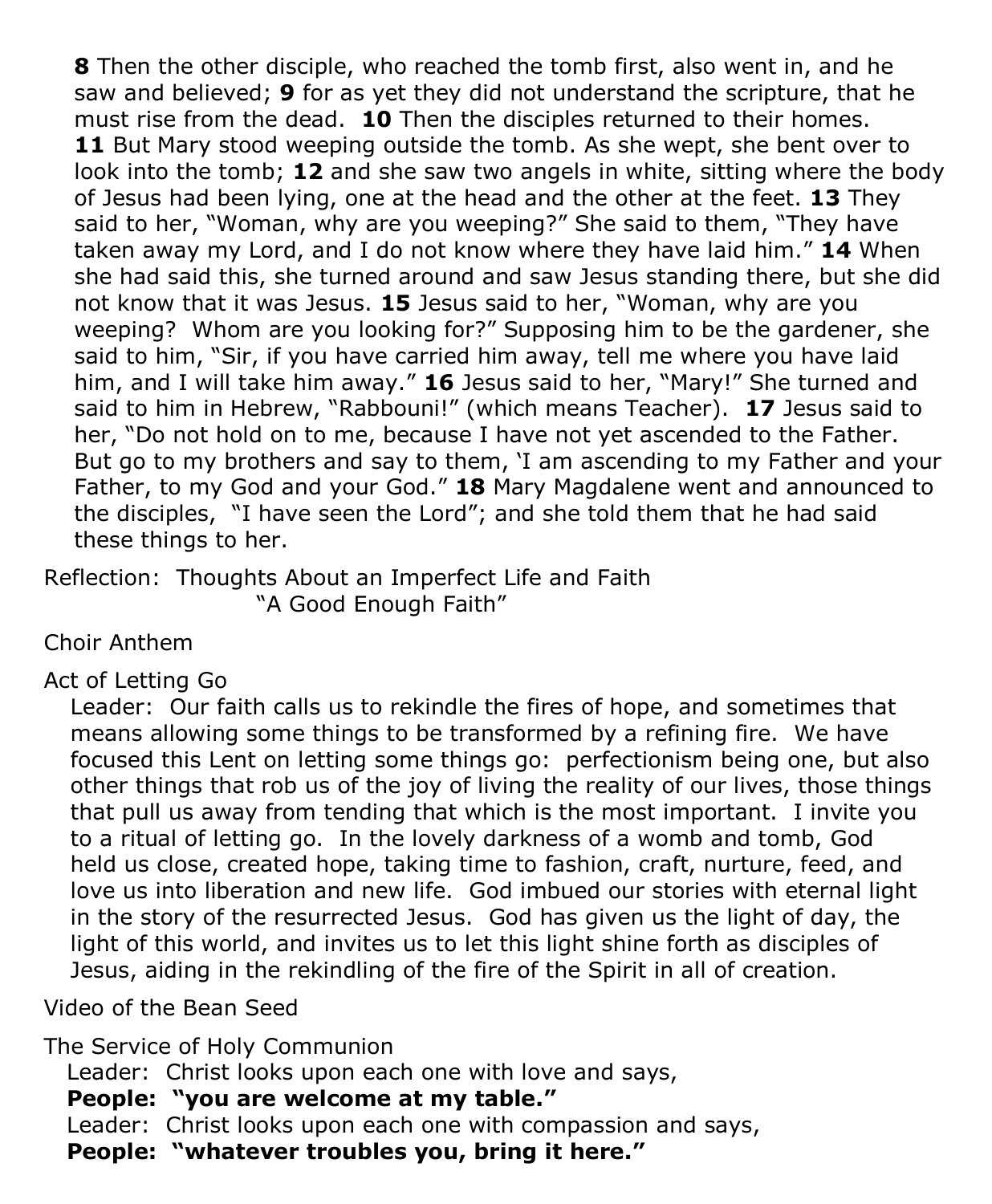**8** Then the other disciple, who reached the tomb first, also went in, and he saw and believed; **9** for as yet they did not understand the scripture, that he must rise from the dead. **10** Then the disciples returned to their homes. **11** But Mary stood weeping outside the tomb. As she wept, she bent over to look into the tomb; **12** and she saw two angels in white, sitting where the body of Jesus had been lying, one at the head and the other at the feet. **13** They said to her, "Woman, why are you weeping?" She said to them, "They have taken away my Lord, and I do not know where they have laid him." **14** When she had said this, she turned around and saw Jesus standing there, but she did not know that it was Jesus. **15** Jesus said to her, "Woman, why are you weeping? Whom are you looking for?" Supposing him to be the gardener, she said to him, "Sir, if you have carried him away, tell me where you have laid him, and I will take him away." **16** Jesus said to her, "Mary!" She turned and said to him in Hebrew, "Rabbouni!" (which means Teacher). **17** Jesus said to her, "Do not hold on to me, because I have not yet ascended to the Father. But go to my brothers and say to them, 'I am ascending to my Father and your Father, to my God and your God." **18** Mary Magdalene went and announced to the disciples, "I have seen the Lord"; and she told them that he had said these things to her.

Reflection: Thoughts About an Imperfect Life and Faith
"A Good Enough Faith"

Choir Anthem

Act of Letting Go

Leader: Our faith calls us to rekindle the fires of hope, and sometimes that means allowing some things to be transformed by a refining fire. We have focused this Lent on letting some things go: perfectionism being one, but also other things that rob us of the joy of living the reality of our lives, those things that pull us away from tending that which is the most important. I invite you to a ritual of letting go. In the lovely darkness of a womb and tomb, God held us close, created hope, taking time to fashion, craft, nurture, feed, and love us into liberation and new life. God imbued our stories with eternal light in the story of the resurrected Jesus. God has given us the light of day, the light of this world, and invites us to let this light shine forth as disciples of Jesus, aiding in the rekindling of the fire of the Spirit in all of creation.

Video of the Bean Seed

The Service of Holy Communion

Leader: Christ looks upon each one with love and says,
**People: "you are welcome at my table."**
Leader: Christ looks upon each one with compassion and says,
**People: "whatever troubles you, bring it here."**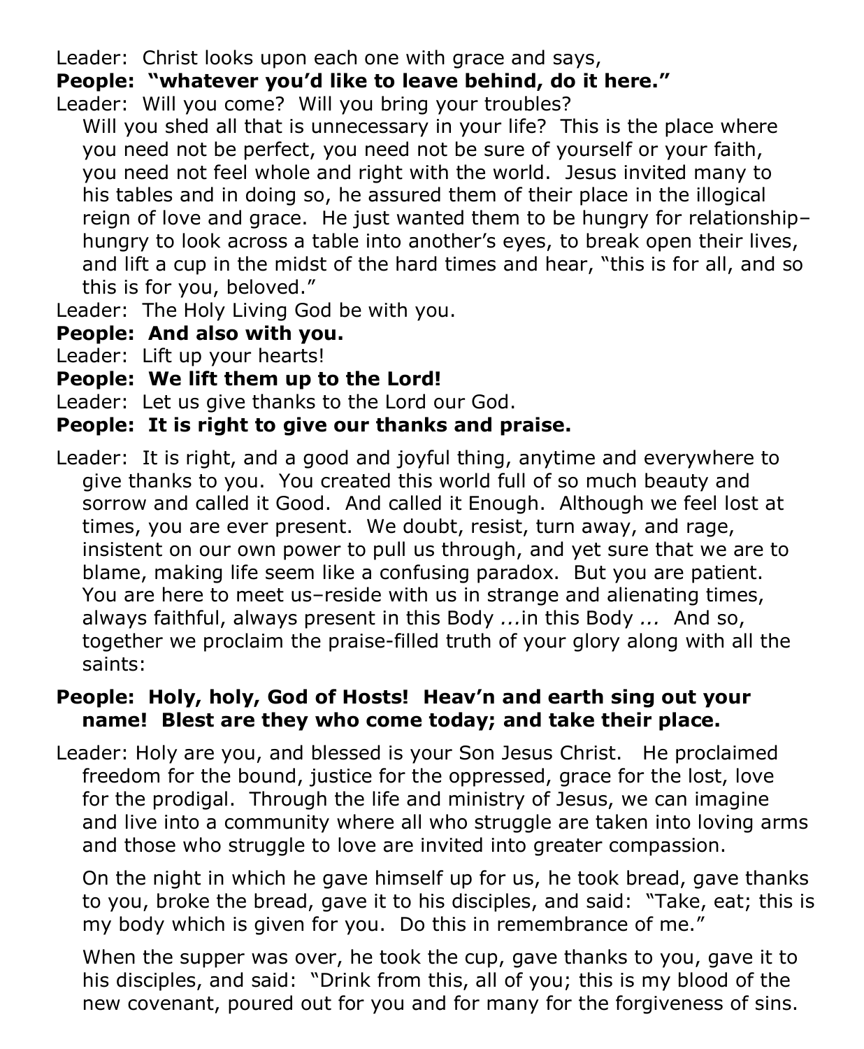Leader: Christ looks upon each one with grace and says,

**People: "whatever you'd like to leave behind, do it here."**

Leader: Will you come? Will you bring your troubles? Will you shed all that is unnecessary in your life? This is the place where you need not be perfect, you need not be sure of yourself or your faith, you need not feel whole and right with the world. Jesus invited many to his tables and in doing so, he assured them of their place in the illogical reign of love and grace. He just wanted them to be hungry for relationship–hungry to look across a table into another's eyes, to break open their lives, and lift a cup in the midst of the hard times and hear, "this is for all, and so this is for you, beloved."

Leader: The Holy Living God be with you.

**People: And also with you.**

Leader: Lift up your hearts!

**People: We lift them up to the Lord!**

Leader: Let us give thanks to the Lord our God.

**People: It is right to give our thanks and praise.**

Leader: It is right, and a good and joyful thing, anytime and everywhere to give thanks to you. You created this world full of so much beauty and sorrow and called it Good. And called it Enough. Although we feel lost at times, you are ever present. We doubt, resist, turn away, and rage, insistent on our own power to pull us through, and yet sure that we are to blame, making life seem like a confusing paradox. But you are patient. You are here to meet us–reside with us in strange and alienating times, always faithful, always present in this Body *...*in this Body *...* And so, together we proclaim the praise-filled truth of your glory along with all the saints:

**People: Holy, holy, God of Hosts! Heav'n and earth sing out your name! Blest are they who come today; and take their place.**

Leader: Holy are you, and blessed is your Son Jesus Christ. He proclaimed freedom for the bound, justice for the oppressed, grace for the lost, love for the prodigal. Through the life and ministry of Jesus, we can imagine and live into a community where all who struggle are taken into loving arms and those who struggle to love are invited into greater compassion.

On the night in which he gave himself up for us, he took bread, gave thanks to you, broke the bread, gave it to his disciples, and said: "Take, eat; this is my body which is given for you. Do this in remembrance of me."

When the supper was over, he took the cup, gave thanks to you, gave it to his disciples, and said: "Drink from this, all of you; this is my blood of the new covenant, poured out for you and for many for the forgiveness of sins.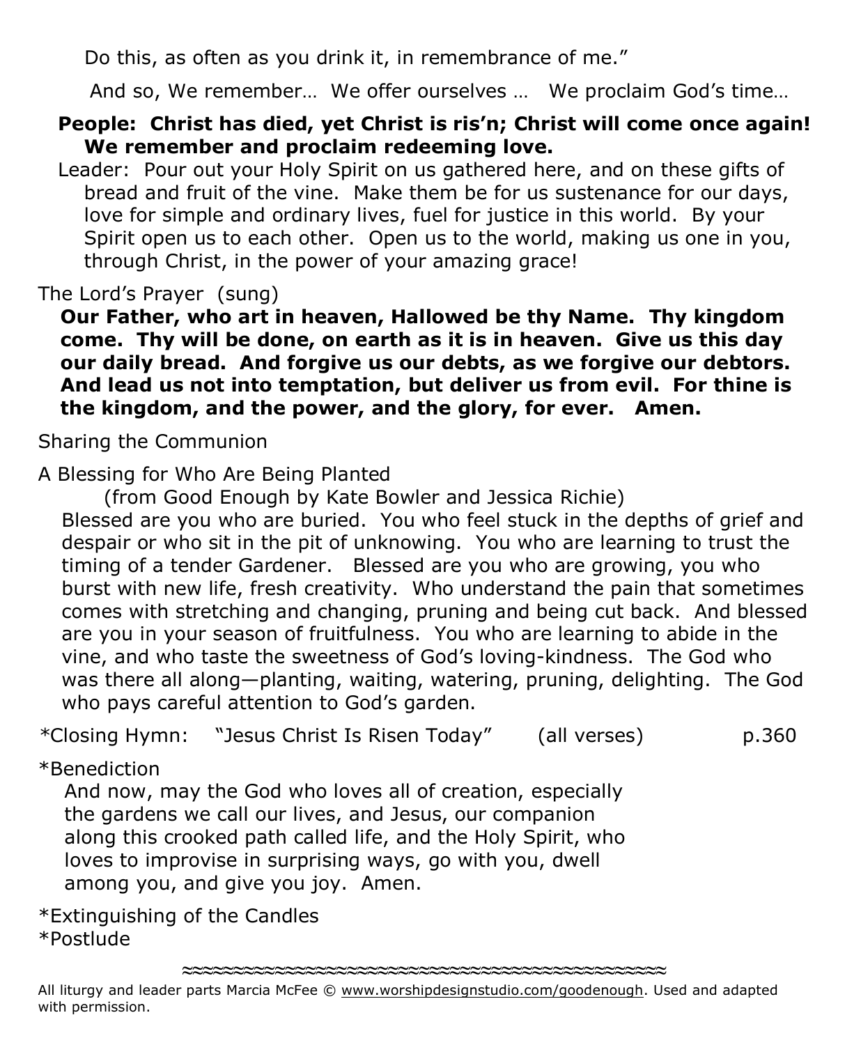Do this, as often as you drink it, in remembrance of me."

And so, We remember… We offer ourselves … We proclaim God's time…

**People: Christ has died, yet Christ is ris'n; Christ will come once again! We remember and proclaim redeeming love.**

Leader: Pour out your Holy Spirit on us gathered here, and on these gifts of bread and fruit of the vine. Make them be for us sustenance for our days, love for simple and ordinary lives, fuel for justice in this world. By your Spirit open us to each other. Open us to the world, making us one in you, through Christ, in the power of your amazing grace!

The Lord's Prayer (sung)

**Our Father, who art in heaven, Hallowed be thy Name. Thy kingdom come. Thy will be done, on earth as it is in heaven. Give us this day our daily bread. And forgive us our debts, as we forgive our debtors. And lead us not into temptation, but deliver us from evil. For thine is the kingdom, and the power, and the glory, for ever. Amen.**

Sharing the Communion

A Blessing for Who Are Being Planted

(from Good Enough by Kate Bowler and Jessica Richie)

Blessed are you who are buried. You who feel stuck in the depths of grief and despair or who sit in the pit of unknowing. You who are learning to trust the timing of a tender Gardener. Blessed are you who are growing, you who burst with new life, fresh creativity. Who understand the pain that sometimes comes with stretching and changing, pruning and being cut back. And blessed are you in your season of fruitfulness. You who are learning to abide in the vine, and who taste the sweetness of God's loving-kindness. The God who was there all along—planting, waiting, watering, pruning, delighting. The God who pays careful attention to God's garden.

*Closing Hymn: "Jesus Christ Is Risen Today" (all verses) p.360

*Benediction

And now, may the God who loves all of creation, especially the gardens we call our lives, and Jesus, our companion along this crooked path called life, and the Holy Spirit, who loves to improvise in surprising ways, go with you, dwell among you, and give you joy. Amen.

*Extinguishing of the Candles

*Postlude

≈≈≈≈≈≈≈≈≈≈≈≈≈≈≈≈≈≈≈≈≈≈≈≈≈≈≈≈≈≈≈≈≈≈≈≈≈≈≈≈≈≈≈≈

All liturgy and leader parts Marcia McFee © www.worshipdesignstudio.com/goodenough. Used and adapted with permission.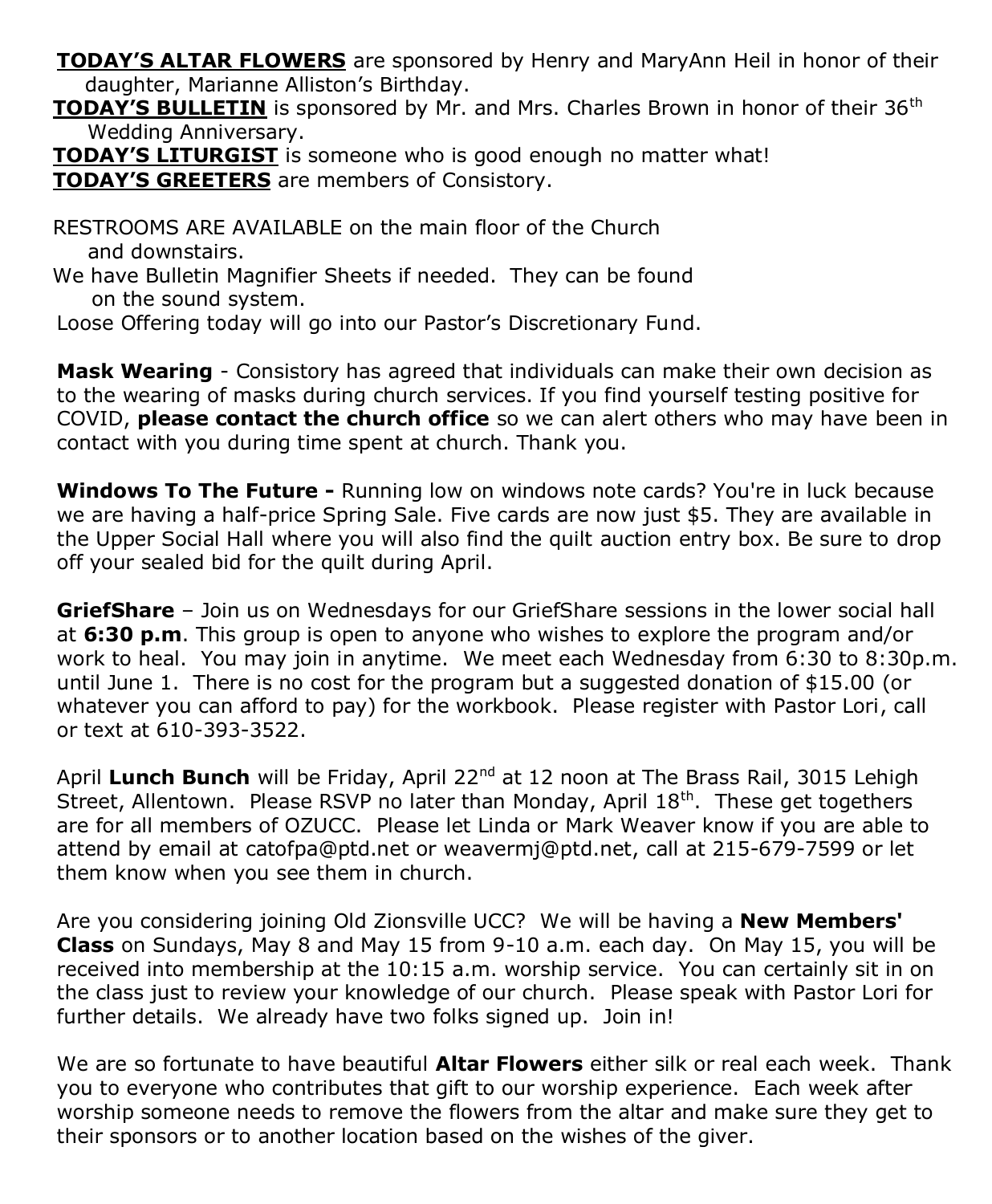**TODAY'S ALTAR FLOWERS** are sponsored by Henry and MaryAnn Heil in honor of their daughter, Marianne Alliston's Birthday.

**TODAY'S BULLETIN** is sponsored by Mr. and Mrs. Charles Brown in honor of their 36th Wedding Anniversary.

**TODAY'S LITURGIST** is someone who is good enough no matter what!

**TODAY'S GREETERS** are members of Consistory.

RESTROOMS ARE AVAILABLE on the main floor of the Church and downstairs.

We have Bulletin Magnifier Sheets if needed. They can be found on the sound system.

Loose Offering today will go into our Pastor's Discretionary Fund.

**Mask Wearing** - Consistory has agreed that individuals can make their own decision as to the wearing of masks during church services. If you find yourself testing positive for COVID, **please contact the church office** so we can alert others who may have been in contact with you during time spent at church. Thank you.

**Windows To The Future -** Running low on windows note cards? You're in luck because we are having a half-price Spring Sale. Five cards are now just $5. They are available in the Upper Social Hall where you will also find the quilt auction entry box. Be sure to drop off your sealed bid for the quilt during April.

**GriefShare** – Join us on Wednesdays for our GriefShare sessions in the lower social hall at **6:30 p.m**. This group is open to anyone who wishes to explore the program and/or work to heal. You may join in anytime. We meet each Wednesday from 6:30 to 8:30p.m. until June 1. There is no cost for the program but a suggested donation of $15.00 (or whatever you can afford to pay) for the workbook. Please register with Pastor Lori, call or text at 610-393-3522.

April **Lunch Bunch** will be Friday, April 22nd at 12 noon at The Brass Rail, 3015 Lehigh Street, Allentown. Please RSVP no later than Monday, April 18th. These get togethers are for all members of OZUCC. Please let Linda or Mark Weaver know if you are able to attend by email at catofpa@ptd.net or weavermj@ptd.net, call at 215-679-7599 or let them know when you see them in church.

Are you considering joining Old Zionsville UCC? We will be having a **New Members' Class** on Sundays, May 8 and May 15 from 9-10 a.m. each day. On May 15, you will be received into membership at the 10:15 a.m. worship service. You can certainly sit in on the class just to review your knowledge of our church. Please speak with Pastor Lori for further details. We already have two folks signed up. Join in!

We are so fortunate to have beautiful **Altar Flowers** either silk or real each week. Thank you to everyone who contributes that gift to our worship experience. Each week after worship someone needs to remove the flowers from the altar and make sure they get to their sponsors or to another location based on the wishes of the giver.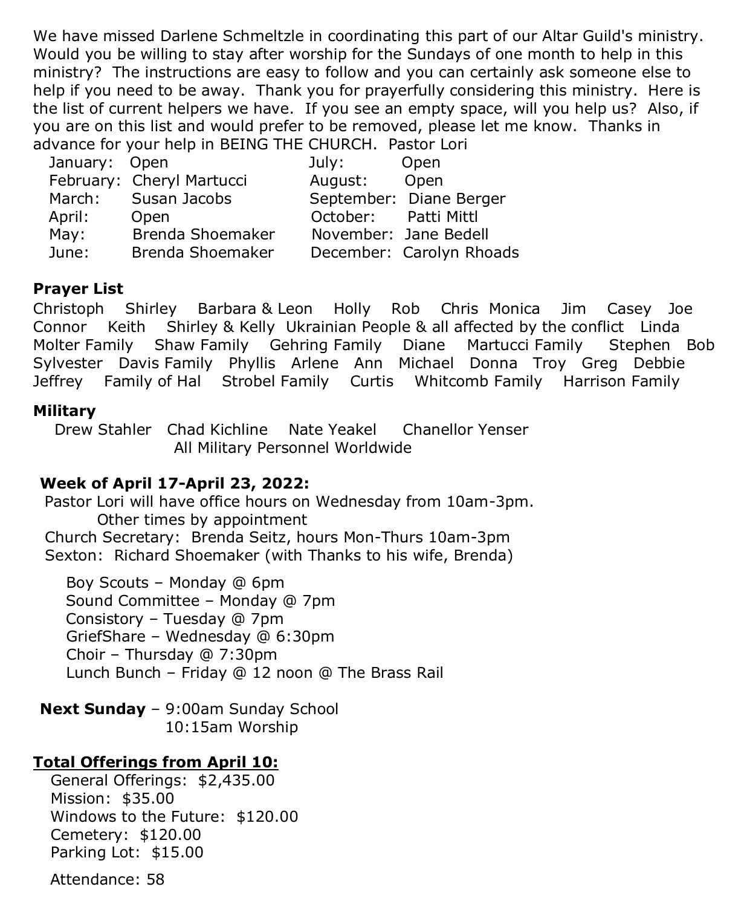We have missed Darlene Schmeltzle in coordinating this part of our Altar Guild's ministry. Would you be willing to stay after worship for the Sundays of one month to help in this ministry? The instructions are easy to follow and you can certainly ask someone else to help if you need to be away. Thank you for prayerfully considering this ministry. Here is the list of current helpers we have. If you see an empty space, will you help us? Also, if you are on this list and would prefer to be removed, please let me know. Thanks in advance for your help in BEING THE CHURCH. Pastor Lori

| | | | |
|---|---|---|---|
| January: | Open | July: | Open |
| February: | Cheryl Martucci | August: | Open |
| March: | Susan Jacobs | September: | Diane Berger |
| April: | Open | October: | Patti Mittl |
| May: | Brenda Shoemaker | November: | Jane Bedell |
| June: | Brenda Shoemaker | December: | Carolyn Rhoads |

**Prayer List**

Christoph Shirley Barbara & Leon Holly Rob Chris Monica Jim Casey Joe Connor Keith Shirley & Kelly Ukrainian People & all affected by the conflict Linda Molter Family Shaw Family Gehring Family Diane Martucci Family Stephen Bob Sylvester Davis Family Phyllis Arlene Ann Michael Donna Troy Greg Debbie Jeffrey Family of Hal Strobel Family Curtis Whitcomb Family Harrison Family

**Military**

Drew Stahler Chad Kichline Nate Yeakel Chanellor Yenser
All Military Personnel Worldwide

**Week of April 17-April 23, 2022:**

Pastor Lori will have office hours on Wednesday from 10am-3pm.
Other times by appointment
Church Secretary: Brenda Seitz, hours Mon-Thurs 10am-3pm
Sexton: Richard Shoemaker (with Thanks to his wife, Brenda)

Boy Scouts – Monday @ 6pm
Sound Committee – Monday @ 7pm
Consistory – Tuesday @ 7pm
GriefShare – Wednesday @ 6:30pm
Choir – Thursday @ 7:30pm
Lunch Bunch – Friday @ 12 noon @ The Brass Rail

**Next Sunday** – 9:00am Sunday School
10:15am Worship

**Total Offerings from April 10:**

General Offerings: $2,435.00
Mission: $35.00
Windows to the Future: $120.00
Cemetery: $120.00
Parking Lot: $15.00

Attendance: 58